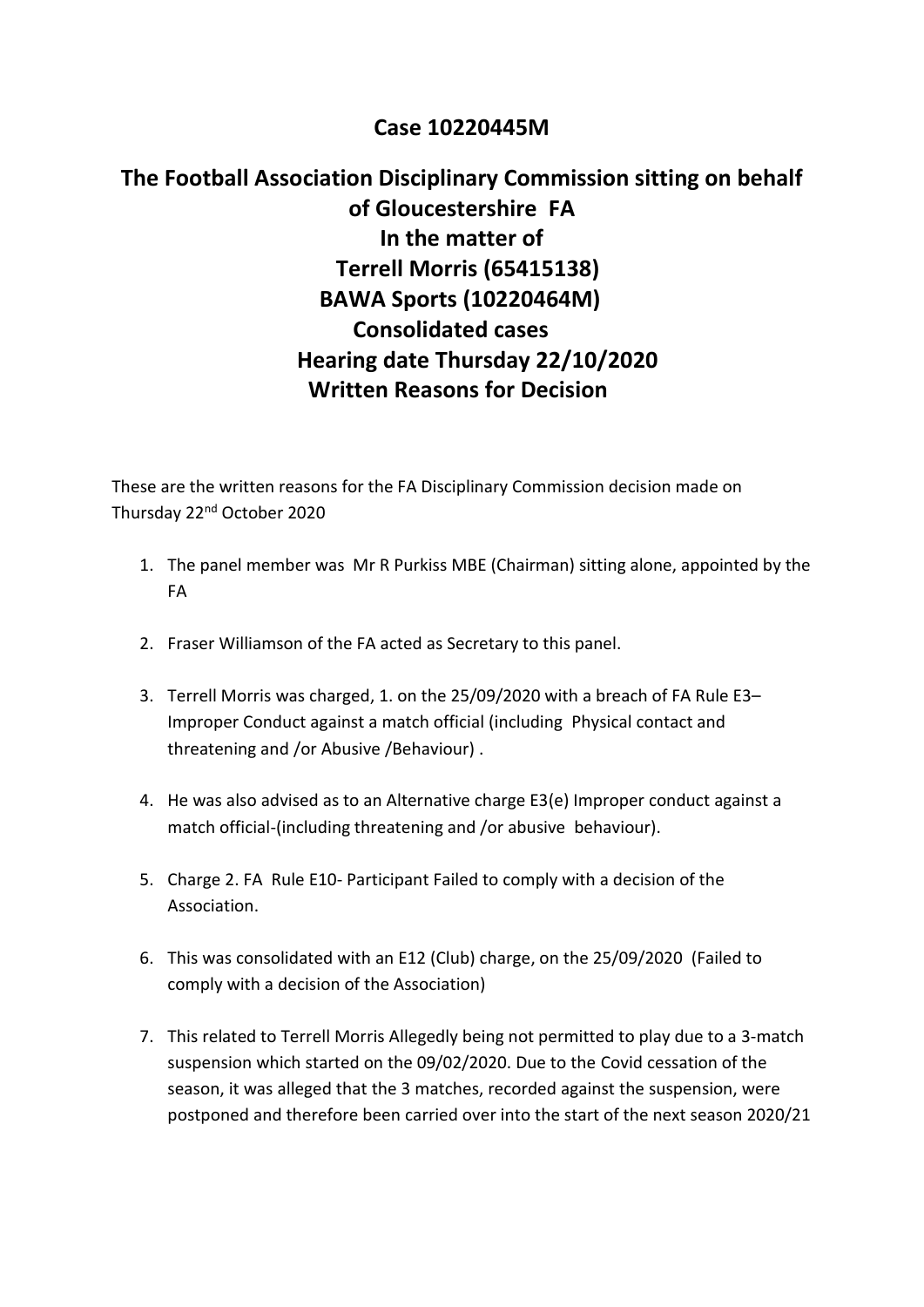# Case 10220445M

## The Football Association Disciplinary Commission sitting on behalf of Gloucestershire FA
## In the matter of
## Terrell Morris (65415138)
## BAWA Sports (10220464M)
## Consolidated cases
## Hearing date Thursday 22/10/2020
## Written Reasons for Decision

These are the written reasons for the FA Disciplinary Commission decision made on Thursday 22nd October 2020

1. The panel member was Mr R Purkiss MBE (Chairman) sitting alone, appointed by the FA

2. Fraser Williamson of the FA acted as Secretary to this panel.

3. Terrell Morris was charged, 1. on the 25/09/2020 with a breach of FA Rule E3– Improper Conduct against a match official (including Physical contact and threatening and /or Abusive /Behaviour) .

4. He was also advised as to an Alternative charge E3(e) Improper conduct against a match official-(including threatening and /or abusive behaviour).

5. Charge 2. FA Rule E10- Participant Failed to comply with a decision of the Association.

6. This was consolidated with an E12 (Club) charge, on the 25/09/2020 (Failed to comply with a decision of the Association)

7. This related to Terrell Morris Allegedly being not permitted to play due to a 3-match suspension which started on the 09/02/2020. Due to the Covid cessation of the season, it was alleged that the 3 matches, recorded against the suspension, were postponed and therefore been carried over into the start of the next season 2020/21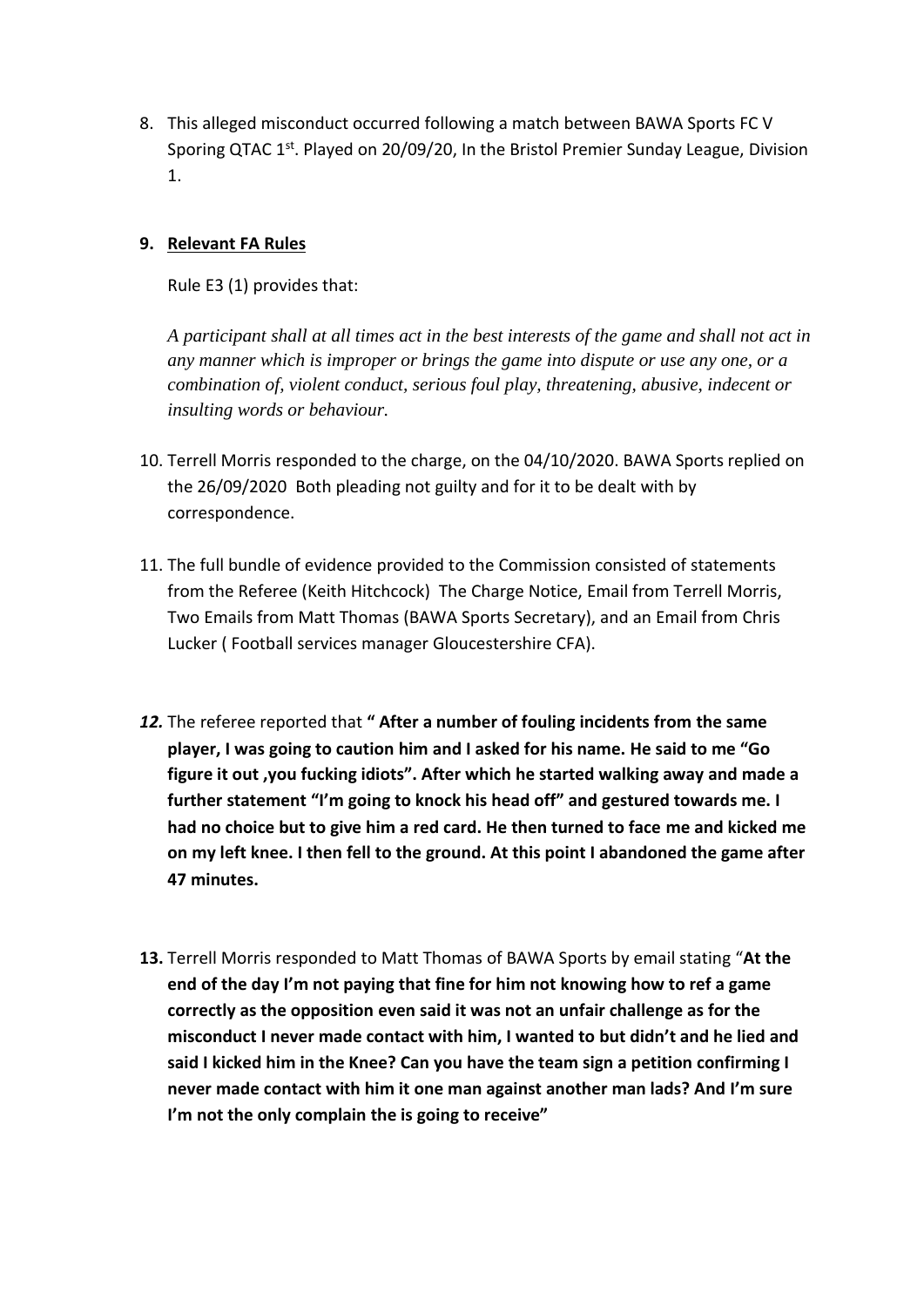8. This alleged misconduct occurred following a match between BAWA Sports FC V Sporing QTAC 1st. Played on 20/09/20, In the Bristol Premier Sunday League, Division 1.

9. **Relevant FA Rules**

   Rule E3 (1) provides that:

   *A participant shall at all times act in the best interests of the game and shall not act in any manner which is improper or brings the game into dispute or use any one, or a combination of, violent conduct, serious foul play, threatening, abusive, indecent or insulting words or behaviour.*

10. Terrell Morris responded to the charge, on the 04/10/2020. BAWA Sports replied on the 26/09/2020 Both pleading not guilty and for it to be dealt with by correspondence.

11. The full bundle of evidence provided to the Commission consisted of statements from the Referee (Keith Hitchcock) The Charge Notice, Email from Terrell Morris, Two Emails from Matt Thomas (BAWA Sports Secretary), and an Email from Chris Lucker ( Football services manager Gloucestershire CFA).

12. The referee reported that **" After a number of fouling incidents from the same player, I was going to caution him and I asked for his name. He said to me "Go figure it out ,you fucking idiots". After which he started walking away and made a further statement "I'm going to knock his head off" and gestured towards me. I had no choice but to give him a red card. He then turned to face me and kicked me on my left knee. I then fell to the ground. At this point I abandoned the game after 47 minutes.**

13. Terrell Morris responded to Matt Thomas of BAWA Sports by email stating "**At the end of the day I'm not paying that fine for him not knowing how to ref a game correctly as the opposition even said it was not an unfair challenge as for the misconduct I never made contact with him, I wanted to but didn't and he lied and said I kicked him in the Knee? Can you have the team sign a petition confirming I never made contact with him it one man against another man lads? And I'm sure I'm not the only complain the is going to receive"**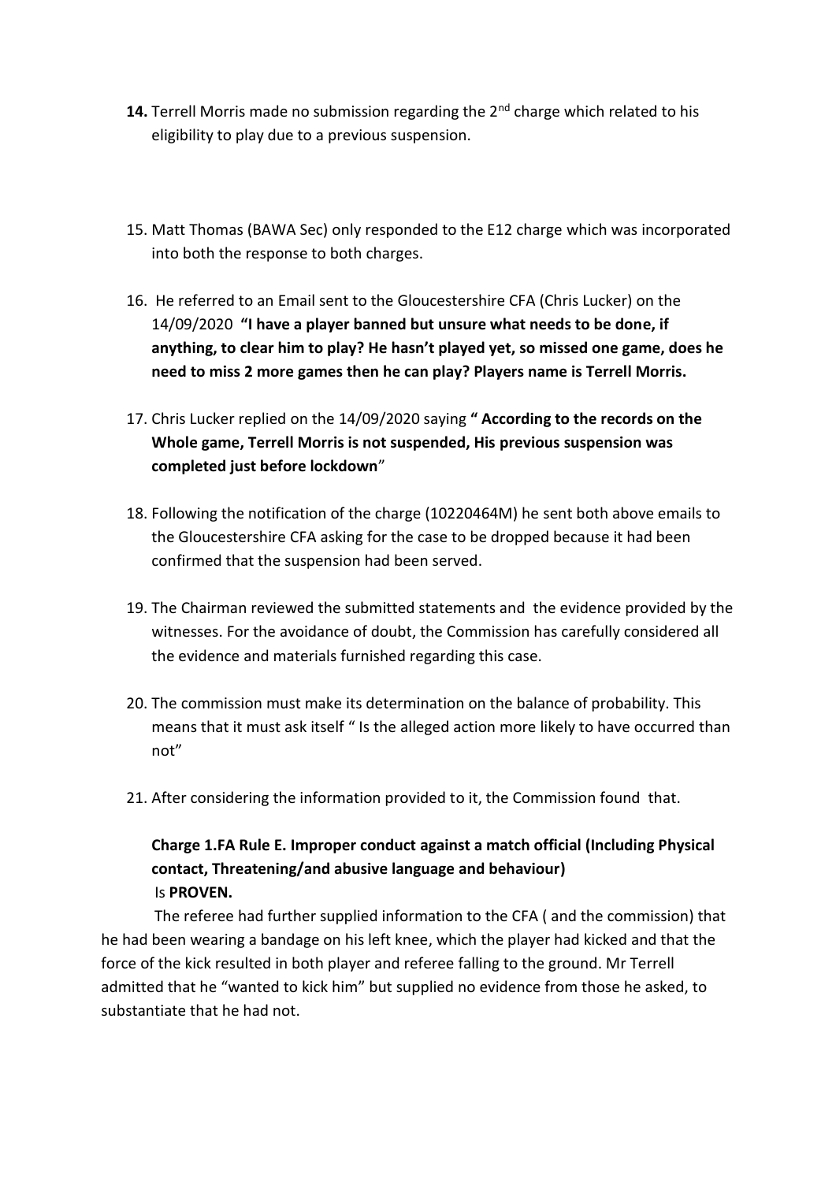**14.** Terrell Morris made no submission regarding the 2nd charge which related to his eligibility to play due to a previous suspension.

15. Matt Thomas (BAWA Sec) only responded to the E12 charge which was incorporated into both the response to both charges.

16. He referred to an Email sent to the Gloucestershire CFA (Chris Lucker) on the 14/09/2020 **"I have a player banned but unsure what needs to be done, if anything, to clear him to play? He hasn't played yet, so missed one game, does he need to miss 2 more games then he can play? Players name is Terrell Morris.**

17. Chris Lucker replied on the 14/09/2020 saying **" According to the records on the Whole game, Terrell Morris is not suspended, His previous suspension was completed just before lockdown**"

18. Following the notification of the charge (10220464M) he sent both above emails to the Gloucestershire CFA asking for the case to be dropped because it had been confirmed that the suspension had been served.

19. The Chairman reviewed the submitted statements and the evidence provided by the witnesses. For the avoidance of doubt, the Commission has carefully considered all the evidence and materials furnished regarding this case.

20. The commission must make its determination on the balance of probability. This means that it must ask itself " Is the alleged action more likely to have occurred than not"

21. After considering the information provided to it, the Commission found that.

**Charge 1.FA Rule E. Improper conduct against a match official (Including Physical contact, Threatening/and abusive language and behaviour)**
Is **PROVEN.**

The referee had further supplied information to the CFA ( and the commission) that he had been wearing a bandage on his left knee, which the player had kicked and that the force of the kick resulted in both player and referee falling to the ground. Mr Terrell admitted that he "wanted to kick him" but supplied no evidence from those he asked, to substantiate that he had not.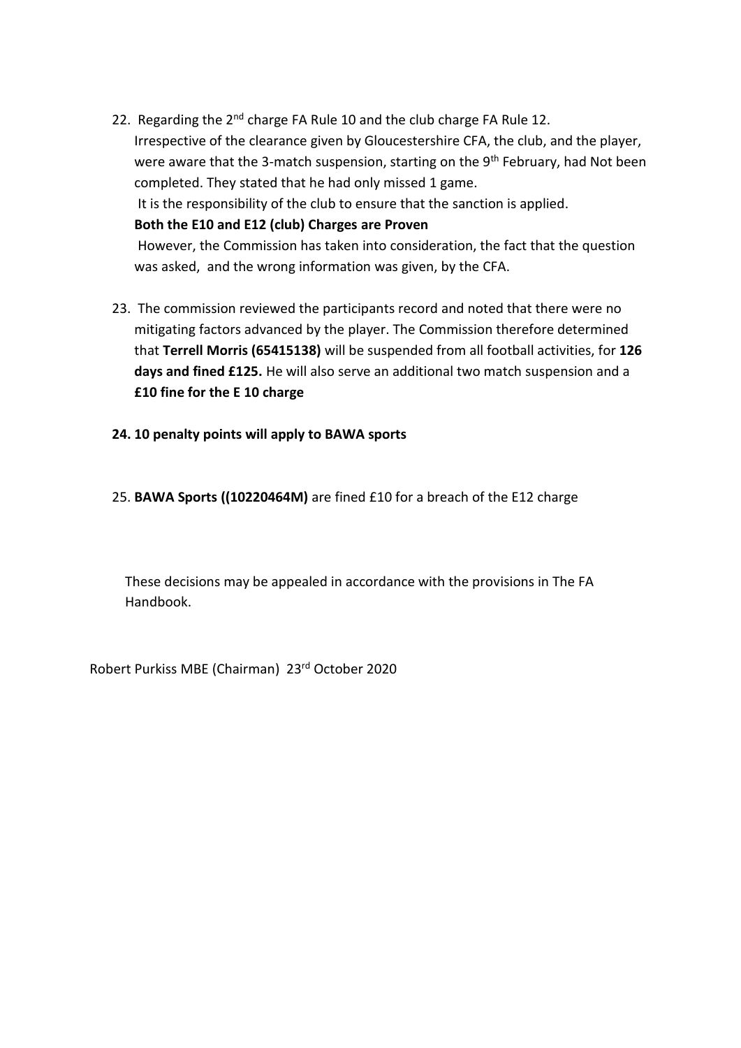22. Regarding the 2nd charge FA Rule 10 and the club charge FA Rule 12.
    Irrespective of the clearance given by Gloucestershire CFA, the club, and the player, were aware that the 3-match suspension, starting on the 9th February, had Not been completed. They stated that he had only missed 1 game.
    It is the responsibility of the club to ensure that the sanction is applied.
    **Both the E10 and E12 (club) Charges are Proven**
    However, the Commission has taken into consideration, the fact that the question was asked, and the wrong information was given, by the CFA.

23. The commission reviewed the participants record and noted that there were no mitigating factors advanced by the player. The Commission therefore determined that **Terrell Morris (65415138)** will be suspended from all football activities, for **126 days and fined £125.** He will also serve an additional two match suspension and a **£10 fine for the E 10 charge**

**24. 10 penalty points will apply to BAWA sports**

25. **BAWA Sports ((10220464M)** are fined £10 for a breach of the E12 charge

These decisions may be appealed in accordance with the provisions in The FA Handbook.

Robert Purkiss MBE (Chairman) 23rd October 2020